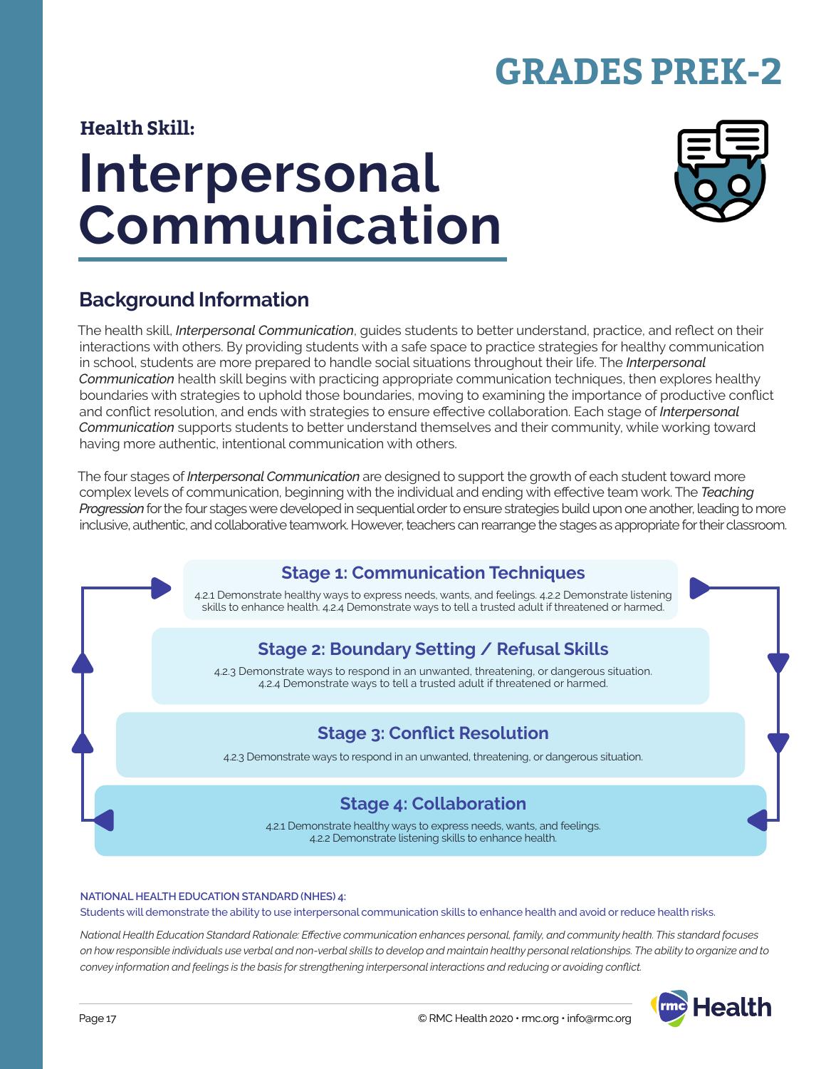# GRADES PREK-2

**Health Skill:**

# Interpersonal Communication

## Background Information

The health skill, *Interpersonal Communication*, guides students to better understand, practice, and reflect on their interactions with others. By providing students with a safe space to practice strategies for healthy communication in school, students are more prepared to handle social situations throughout their life. The *Interpersonal Communication* health skill begins with practicing appropriate communication techniques, then explores healthy boundaries with strategies to uphold those boundaries, moving to examining the importance of productive conflict and conflict resolution, and ends with strategies to ensure effective collaboration. Each stage of *Interpersonal Communication* supports students to better understand themselves and their community, while working toward having more authentic, intentional communication with others.

The four stages of *Interpersonal Communication* are designed to support the growth of each student toward more complex levels of communication, beginning with the individual and ending with effective team work. The *Teaching Progression* for the four stages were developed in sequential order to ensure strategies build upon one another, leading to more inclusive, authentic, and collaborative teamwork. However, teachers can rearrange the stages as appropriate for their classroom.

### Stage 1: Communication Techniques

4.2.1 Demonstrate healthy ways to express needs, wants, and feelings. 4.2.2 Demonstrate listening skills to enhance health. 4.2.4 Demonstrate ways to tell a trusted adult if threatened or harmed.

### Stage 2: Boundary Setting / Refusal Skills

4.2.3 Demonstrate ways to respond in an unwanted, threatening, or dangerous situation.
4.2.4 Demonstrate ways to tell a trusted adult if threatened or harmed.

### Stage 3: Conflict Resolution

4.2.3 Demonstrate ways to respond in an unwanted, threatening, or dangerous situation.

### Stage 4: Collaboration

4.2.1 Demonstrate healthy ways to express needs, wants, and feelings.
4.2.2 Demonstrate listening skills to enhance health.

**NATIONAL HEALTH EDUCATION STANDARD (NHES) 4:**
Students will demonstrate the ability to use interpersonal communication skills to enhance health and avoid or reduce health risks.

*National Health Education Standard Rationale: Effective communication enhances personal, family, and community health. This standard focuses on how responsible individuals use verbal and non-verbal skills to develop and maintain healthy personal relationships. The ability to organize and to convey information and feelings is the basis for strengthening interpersonal interactions and reducing or avoiding conflict.*

© RMC Health 2020 • rmc.org • info@rmc.org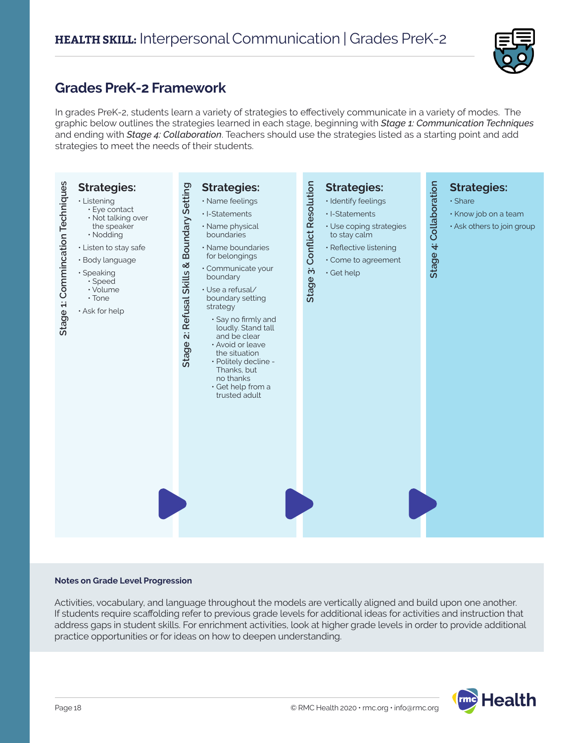# **HEALTH SKILL:** Interpersonal Communication | Grades PreK-2

## Grades PreK-2 Framework

In grades PreK-2, students learn a variety of strategies to effectively communicate in a variety of modes. The graphic below outlines the strategies learned in each stage, beginning with ***Stage 1: Communication Techniques*** and ending with ***Stage 4: Collaboration***. Teachers should use the strategies listed as a starting point and add strategies to meet the needs of their students.

### Stage 1: Commincation Techniques

**Strategies:**

- Listening
  - Eye contact
  - Not talking over the speaker
  - Nodding
- Listen to stay safe
- Body language
- Speaking
  - Speed
  - Volume
  - Tone
- Ask for help

### Stage 2: Refusal Skills & Boundary Setting

**Strategies:**

- Name feelings
- I-Statements
- Name physical boundaries
- Name boundaries for belongings
- Communicate your boundary
- Use a refusal/ boundary setting strategy
  - Say no firmly and loudly. Stand tall and be clear
  - Avoid or leave the situation
  - Politely decline - Thanks, but no thanks
  - Get help from a trusted adult

### Stage 3: Conflict Resolution

**Strategies:**

- Identify feelings
- I-Statements
- Use coping strategies to stay calm
- Reflective listening
- Come to agreement
- Get help

### Stage 4: Collaboration

**Strategies:**

- Share
- Know job on a team
- Ask others to join group

**Notes on Grade Level Progression**

Activities, vocabulary, and language throughout the models are vertically aligned and build upon one another. If students require scaffolding refer to previous grade levels for additional ideas for activities and instruction that address gaps in student skills. For enrichment activities, look at higher grade levels in order to provide additional practice opportunities or for ideas on how to deepen understanding.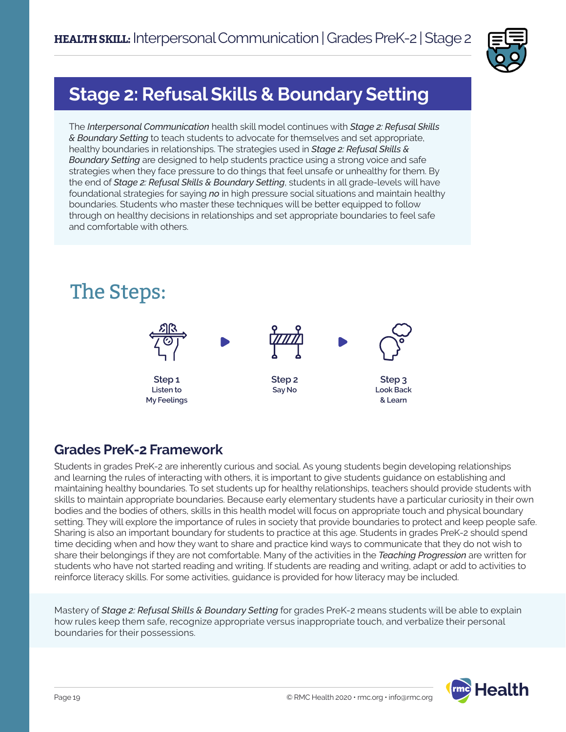# Stage 2: Refusal Skills & Boundary Setting

The *Interpersonal Communication* health skill model continues with ***Stage 2: Refusal Skills & Boundary Setting*** to teach students to advocate for themselves and set appropriate, healthy boundaries in relationships. The strategies used in ***Stage 2: Refusal Skills & Boundary Setting*** are designed to help students practice using a strong voice and safe strategies when they face pressure to do things that feel unsafe or unhealthy for them. By the end of ***Stage 2: Refusal Skills & Boundary Setting***, students in all grade-levels will have foundational strategies for saying ***no*** in high pressure social situations and maintain healthy boundaries. Students who master these techniques will be better equipped to follow through on healthy decisions in relationships and set appropriate boundaries to feel safe and comfortable with others.

## The Steps:

**Step 1**
Listen to My Feelings

**Step 2**
Say No

**Step 3**
Look Back & Learn

## Grades PreK-2 Framework

Students in grades PreK-2 are inherently curious and social. As young students begin developing relationships and learning the rules of interacting with others, it is important to give students guidance on establishing and maintaining healthy boundaries. To set students up for healthy relationships, teachers should provide students with skills to maintain appropriate boundaries. Because early elementary students have a particular curiosity in their own bodies and the bodies of others, skills in this health model will focus on appropriate touch and physical boundary setting. They will explore the importance of rules in society that provide boundaries to protect and keep people safe. Sharing is also an important boundary for students to practice at this age. Students in grades PreK-2 should spend time deciding when and how they want to share and practice kind ways to communicate that they do not wish to share their belongings if they are not comfortable. Many of the activities in the *Teaching Progression* are written for students who have not started reading and writing. If students are reading and writing, adapt or add to activities to reinforce literacy skills. For some activities, guidance is provided for how literacy may be included.

Mastery of ***Stage 2: Refusal Skills & Boundary Setting*** for grades PreK-2 means students will be able to explain how rules keep them safe, recognize appropriate versus inappropriate touch, and verbalize their personal boundaries for their possessions.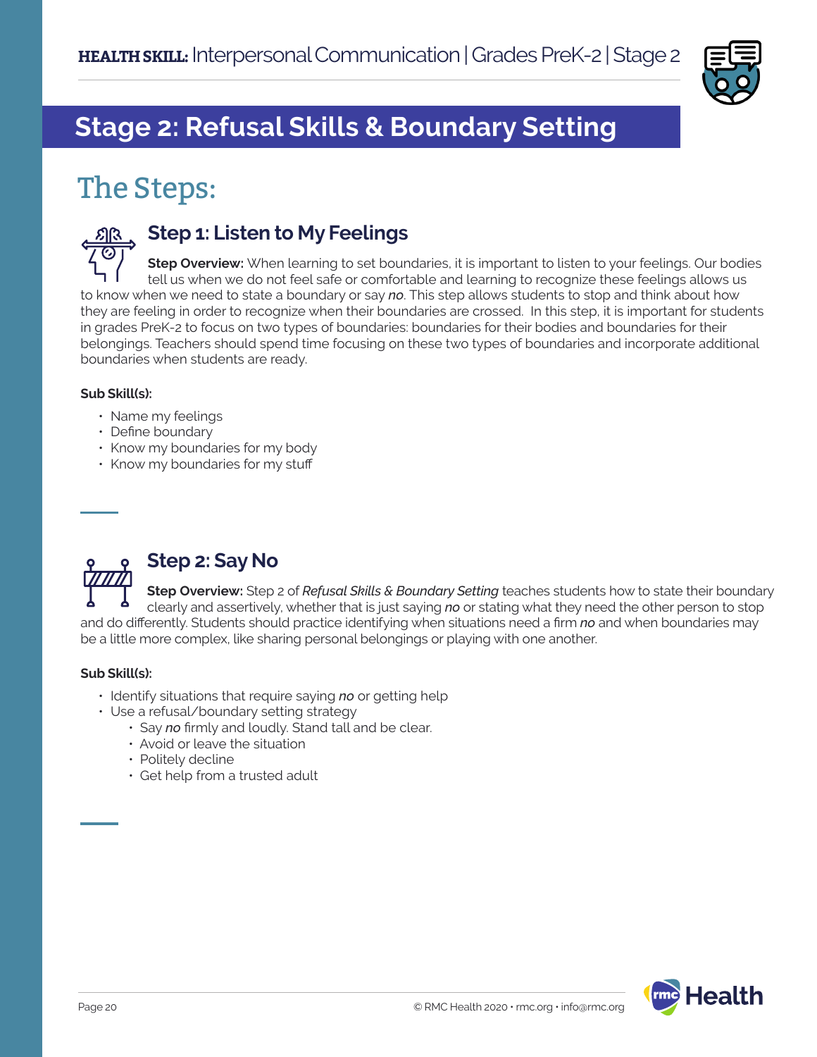## Stage 2: Refusal Skills & Boundary Setting

# The Steps:

### Step 1: Listen to My Feelings

**Step Overview:** When learning to set boundaries, it is important to listen to your feelings. Our bodies tell us when we do not feel safe or comfortable and learning to recognize these feelings allows us to know when we need to state a boundary or say ***no***. This step allows students to stop and think about how they are feeling in order to recognize when their boundaries are crossed. In this step, it is important for students in grades PreK-2 to focus on two types of boundaries: boundaries for their bodies and boundaries for their belongings. Teachers should spend time focusing on these two types of boundaries and incorporate additional boundaries when students are ready.

**Sub Skill(s):**

- Name my feelings
- Define boundary
- Know my boundaries for my body
- Know my boundaries for my stuff

### Step 2: Say No

**Step Overview:** Step 2 of *Refusal Skills & Boundary Setting* teaches students how to state their boundary clearly and assertively, whether that is just saying ***no*** or stating what they need the other person to stop and do differently. Students should practice identifying when situations need a firm ***no*** and when boundaries may be a little more complex, like sharing personal belongings or playing with one another.

**Sub Skill(s):**

- Identify situations that require saying ***no*** or getting help
- Use a refusal/boundary setting strategy
  - Say ***no*** firmly and loudly. Stand tall and be clear.
  - Avoid or leave the situation
  - Politely decline
  - Get help from a trusted adult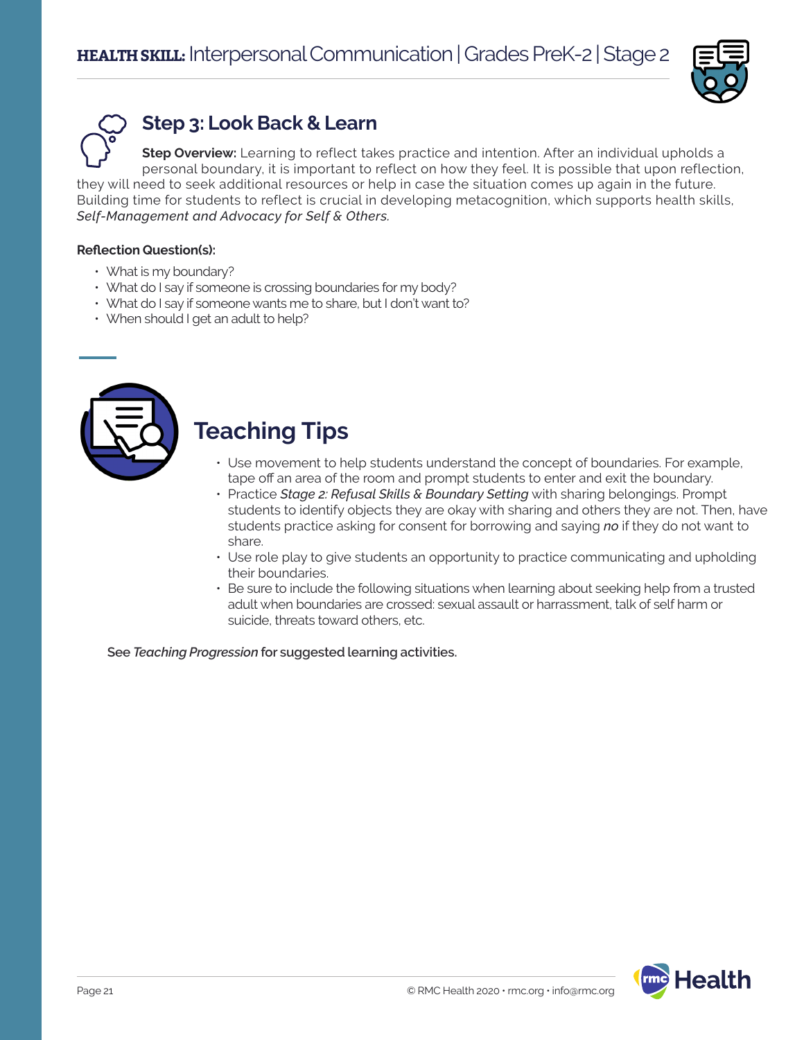## Step 3: Look Back & Learn

**Step Overview:** Learning to reflect takes practice and intention. After an individual upholds a personal boundary, it is important to reflect on how they feel. It is possible that upon reflection, they will need to seek additional resources or help in case the situation comes up again in the future. Building time for students to reflect is crucial in developing metacognition, which supports health skills, *Self-Management and Advocacy for Self & Others.*

**Reflection Question(s):**

- What is my boundary?
- What do I say if someone is crossing boundaries for my body?
- What do I say if someone wants me to share, but I don't want to?
- When should I get an adult to help?

## Teaching Tips

- Use movement to help students understand the concept of boundaries. For example, tape off an area of the room and prompt students to enter and exit the boundary.
- Practice *Stage 2: Refusal Skills & Boundary Setting* with sharing belongings. Prompt students to identify objects they are okay with sharing and others they are not. Then, have students practice asking for consent for borrowing and saying ***no*** if they do not want to share.
- Use role play to give students an opportunity to practice communicating and upholding their boundaries.
- Be sure to include the following situations when learning about seeking help from a trusted adult when boundaries are crossed: sexual assault or harrassment, talk of self harm or suicide, threats toward others, etc.

**See *Teaching Progression* for suggested learning activities.**